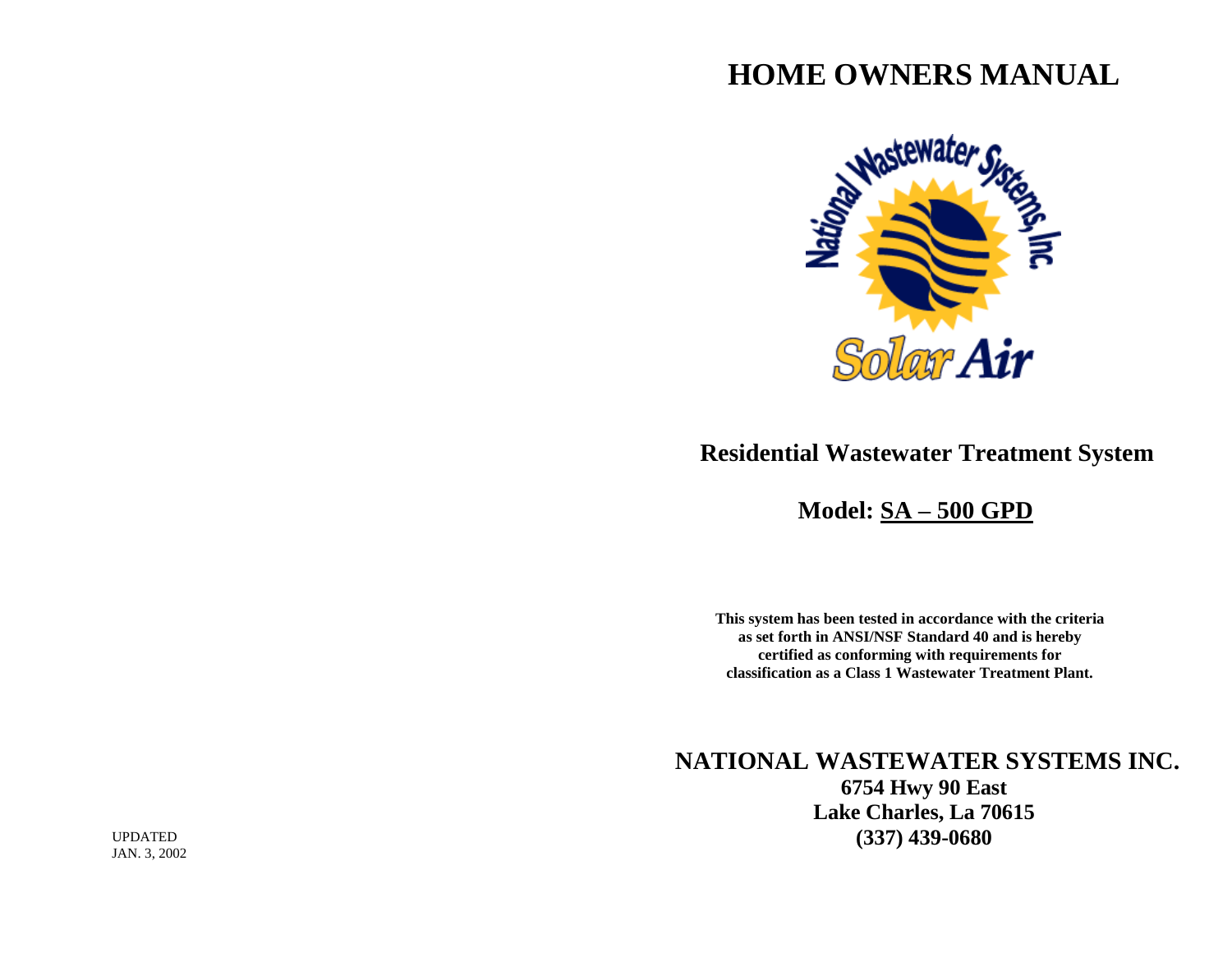# HOME OWNERS MANUAL

National Wastewater Systems, Inc.

Solar Air

## Residential Wastewater Treatment System

## Model: SA – 500 GPD

**This system has been tested in accordance with the criteria as set forth in ANSI/NSF Standard 40 and is hereby certified as conforming with requirements for classification as a Class 1 Wastewater Treatment Plant.**

## NATIONAL WASTEWATER SYSTEMS INC.

**6754 Hwy 90 East**
**Lake Charles, La 70615**
**(337) 439-0680**

UPDATED
JAN. 3, 2002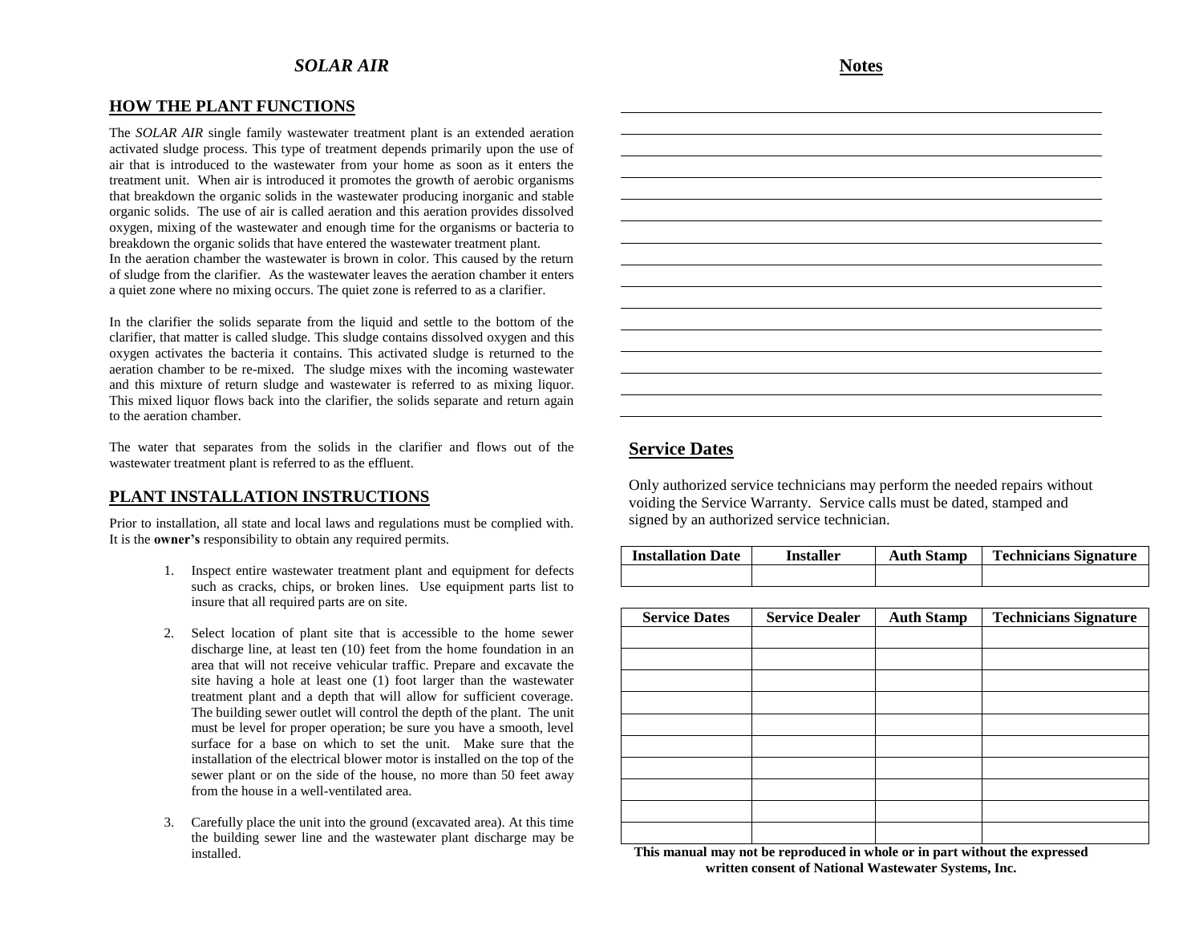# *SOLAR AIR*

## HOW THE PLANT FUNCTIONS

The *SOLAR AIR* single family wastewater treatment plant is an extended aeration activated sludge process. This type of treatment depends primarily upon the use of air that is introduced to the wastewater from your home as soon as it enters the treatment unit. When air is introduced it promotes the growth of aerobic organisms that breakdown the organic solids in the wastewater producing inorganic and stable organic solids. The use of air is called aeration and this aeration provides dissolved oxygen, mixing of the wastewater and enough time for the organisms or bacteria to breakdown the organic solids that have entered the wastewater treatment plant.
In the aeration chamber the wastewater is brown in color. This caused by the return of sludge from the clarifier. As the wastewater leaves the aeration chamber it enters a quiet zone where no mixing occurs. The quiet zone is referred to as a clarifier.

In the clarifier the solids separate from the liquid and settle to the bottom of the clarifier, that matter is called sludge. This sludge contains dissolved oxygen and this oxygen activates the bacteria it contains. This activated sludge is returned to the aeration chamber to be re-mixed. The sludge mixes with the incoming wastewater and this mixture of return sludge and wastewater is referred to as mixing liquor. This mixed liquor flows back into the clarifier, the solids separate and return again to the aeration chamber.

The water that separates from the solids in the clarifier and flows out of the wastewater treatment plant is referred to as the effluent.

## PLANT INSTALLATION INSTRUCTIONS

Prior to installation, all state and local laws and regulations must be complied with. It is the **owner's** responsibility to obtain any required permits.

1. Inspect entire wastewater treatment plant and equipment for defects such as cracks, chips, or broken lines. Use equipment parts list to insure that all required parts are on site.

2. Select location of plant site that is accessible to the home sewer discharge line, at least ten (10) feet from the home foundation in an area that will not receive vehicular traffic. Prepare and excavate the site having a hole at least one (1) foot larger than the wastewater treatment plant and a depth that will allow for sufficient coverage. The building sewer outlet will control the depth of the plant. The unit must be level for proper operation; be sure you have a smooth, level surface for a base on which to set the unit. Make sure that the installation of the electrical blower motor is installed on the top of the sewer plant or on the side of the house, no more than 50 feet away from the house in a well-ventilated area.

3. Carefully place the unit into the ground (excavated area). At this time the building sewer line and the wastewater plant discharge may be installed.

## Notes

______________________________________________

______________________________________________

______________________________________________

______________________________________________

______________________________________________

______________________________________________

______________________________________________

______________________________________________

______________________________________________

______________________________________________

______________________________________________

______________________________________________

______________________________________________

______________________________________________

## Service Dates

Only authorized service technicians may perform the needed repairs without voiding the Service Warranty. Service calls must be dated, stamped and signed by an authorized service technician.

| Installation Date | Installer | Auth Stamp | Technicians Signature |
|---|---|---|---|
| | | | |

| Service Dates | Service Dealer | Auth Stamp | Technicians Signature |
|---|---|---|---|
| | | | |
| | | | |
| | | | |
| | | | |
| | | | |
| | | | |
| | | | |
| | | | |
| | | | |
| | | | |

**This manual may not be reproduced in whole or in part without the expressed written consent of National Wastewater Systems, Inc.**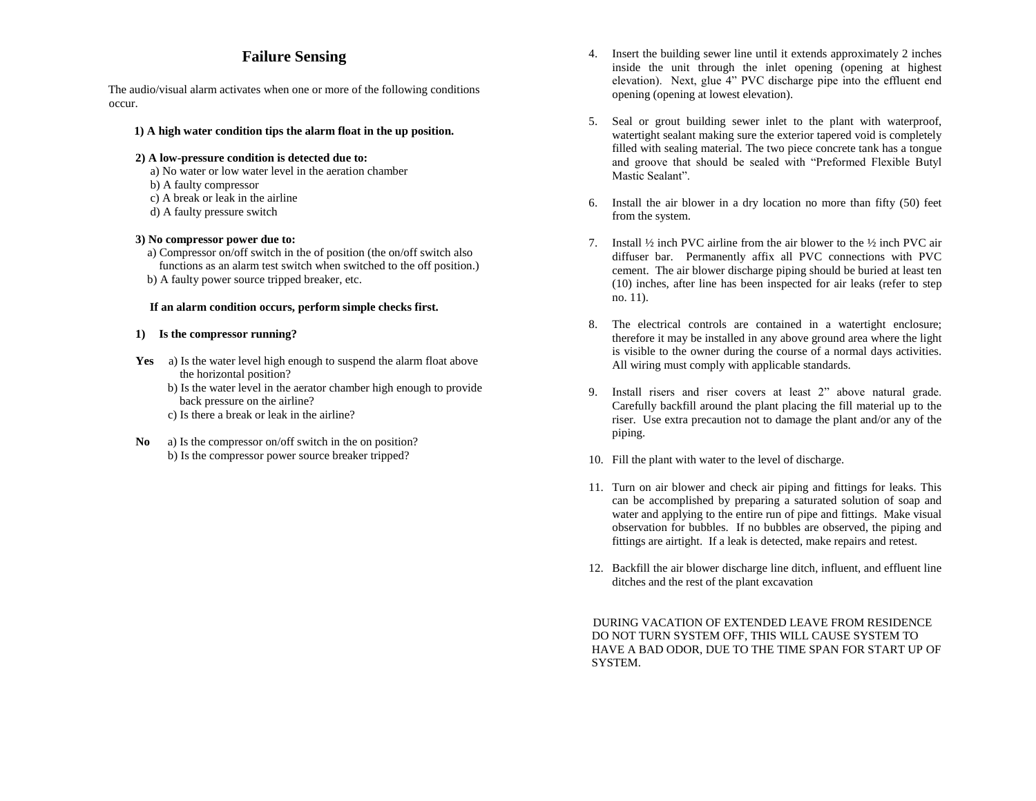## Failure Sensing

The audio/visual alarm activates when one or more of the following conditions occur.

**1) A high water condition tips the alarm float in the up position.**

**2) A low-pressure condition is detected due to:**

a) No water or low water level in the aeration chamber
b) A faulty compressor
c) A break or leak in the airline
d) A faulty pressure switch

**3) No compressor power due to:**

a) Compressor on/off switch in the of position (the on/off switch also functions as an alarm test switch when switched to the off position.)
b) A faulty power source tripped breaker, etc.

**If an alarm condition occurs, perform simple checks first.**

**1) Is the compressor running?**

**Yes** a) Is the water level high enough to suspend the alarm float above the horizontal position?
b) Is the water level in the aerator chamber high enough to provide back pressure on the airline?
c) Is there a break or leak in the airline?

**No** a) Is the compressor on/off switch in the on position?
b) Is the compressor power source breaker tripped?

4. Insert the building sewer line until it extends approximately 2 inches inside the unit through the inlet opening (opening at highest elevation). Next, glue 4" PVC discharge pipe into the effluent end opening (opening at lowest elevation).

5. Seal or grout building sewer inlet to the plant with waterproof, watertight sealant making sure the exterior tapered void is completely filled with sealing material. The two piece concrete tank has a tongue and groove that should be sealed with "Preformed Flexible Butyl Mastic Sealant".

6. Install the air blower in a dry location no more than fifty (50) feet from the system.

7. Install ½ inch PVC airline from the air blower to the ½ inch PVC air diffuser bar. Permanently affix all PVC connections with PVC cement. The air blower discharge piping should be buried at least ten (10) inches, after line has been inspected for air leaks (refer to step no. 11).

8. The electrical controls are contained in a watertight enclosure; therefore it may be installed in any above ground area where the light is visible to the owner during the course of a normal days activities. All wiring must comply with applicable standards.

9. Install risers and riser covers at least 2" above natural grade. Carefully backfill around the plant placing the fill material up to the riser. Use extra precaution not to damage the plant and/or any of the piping.

10. Fill the plant with water to the level of discharge.

11. Turn on air blower and check air piping and fittings for leaks. This can be accomplished by preparing a saturated solution of soap and water and applying to the entire run of pipe and fittings. Make visual observation for bubbles. If no bubbles are observed, the piping and fittings are airtight. If a leak is detected, make repairs and retest.

12. Backfill the air blower discharge line ditch, influent, and effluent line ditches and the rest of the plant excavation

DURING VACATION OF EXTENDED LEAVE FROM RESIDENCE DO NOT TURN SYSTEM OFF, THIS WILL CAUSE SYSTEM TO HAVE A BAD ODOR, DUE TO THE TIME SPAN FOR START UP OF SYSTEM.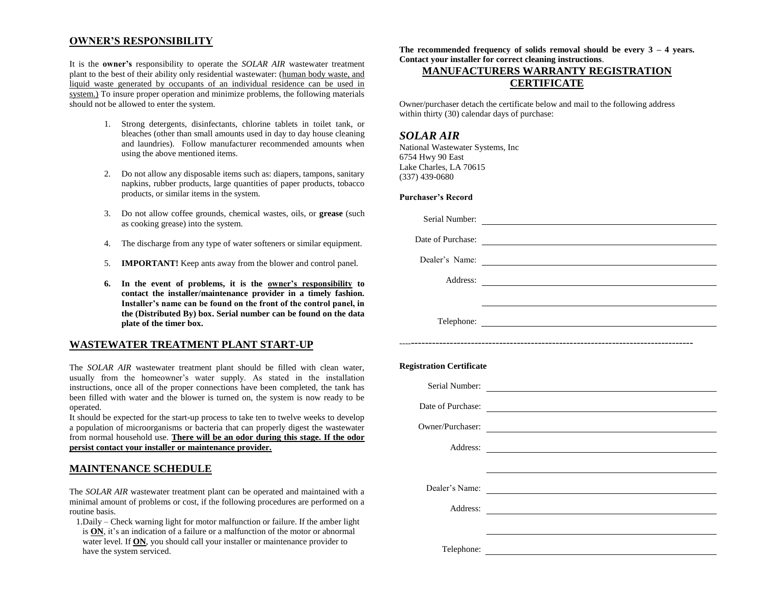## OWNER'S RESPONSIBILITY

It is the **owner's** responsibility to operate the *SOLAR AIR* wastewater treatment plant to the best of their ability only residential wastewater: (<u>human body waste, and liquid waste generated by occupants of an individual residence can be used in system.)</u> To insure proper operation and minimize problems, the following materials should not be allowed to enter the system.

1. Strong detergents, disinfectants, chlorine tablets in toilet tank, or bleaches (other than small amounts used in day to day house cleaning and laundries). Follow manufacturer recommended amounts when using the above mentioned items.

2. Do not allow any disposable items such as: diapers, tampons, sanitary napkins, rubber products, large quantities of paper products, tobacco products, or similar items in the system.

3. Do not allow coffee grounds, chemical wastes, oils, or **grease** (such as cooking grease) into the system.

4. The discharge from any type of water softeners or similar equipment.

5. **IMPORTANT!** Keep ants away from the blower and control panel.

6. **In the event of problems, it is the <u>owner's responsibility</u> to contact the installer/maintenance provider in a timely fashion. Installer's name can be found on the front of the control panel, in the (Distributed By) box. Serial number can be found on the data plate of the timer box.**

## WASTEWATER TREATMENT PLANT START-UP

The *SOLAR AIR* wastewater treatment plant should be filled with clean water, usually from the homeowner's water supply. As stated in the installation instructions, once all of the proper connections have been completed, the tank has been filled with water and the blower is turned on, the system is now ready to be operated.

It should be expected for the start-up process to take ten to twelve weeks to develop a population of microorganisms or bacteria that can properly digest the wastewater from normal household use. **<u>There will be an odor during this stage. If the odor persist contact your installer or maintenance provider.</u>**

## MAINTENANCE SCHEDULE

The *SOLAR AIR* wastewater treatment plant can be operated and maintained with a minimal amount of problems or cost, if the following procedures are performed on a routine basis.

1. Daily – Check warning light for motor malfunction or failure. If the amber light is **<u>ON</u>**, it's an indication of a failure or a malfunction of the motor or abnormal water level. If **<u>ON</u>**, you should call your installer or maintenance provider to have the system serviced.

**The recommended frequency of solids removal should be every 3 – 4 years. Contact your installer for correct cleaning instructions**.

## MANUFACTURERS WARRANTY REGISTRATION CERTIFICATE

Owner/purchaser detach the certificate below and mail to the following address within thirty (30) calendar days of purchase:

### *SOLAR AIR*

National Wastewater Systems, Inc
6754 Hwy 90 East
Lake Charles, LA 70615
(337) 439-0680

**Purchaser's Record**

Serial Number: ____________________

Date of Purchase: ____________________

Dealer's Name: ____________________

Address: ____________________

____________________

Telephone: ____________________

--------------------------------------------------------------------------------

**Registration Certificate**

Serial Number: ____________________

Date of Purchase: ____________________

Owner/Purchaser: ____________________

Address: ____________________

____________________

Dealer's Name: ____________________

Address: ____________________

____________________

Telephone: ____________________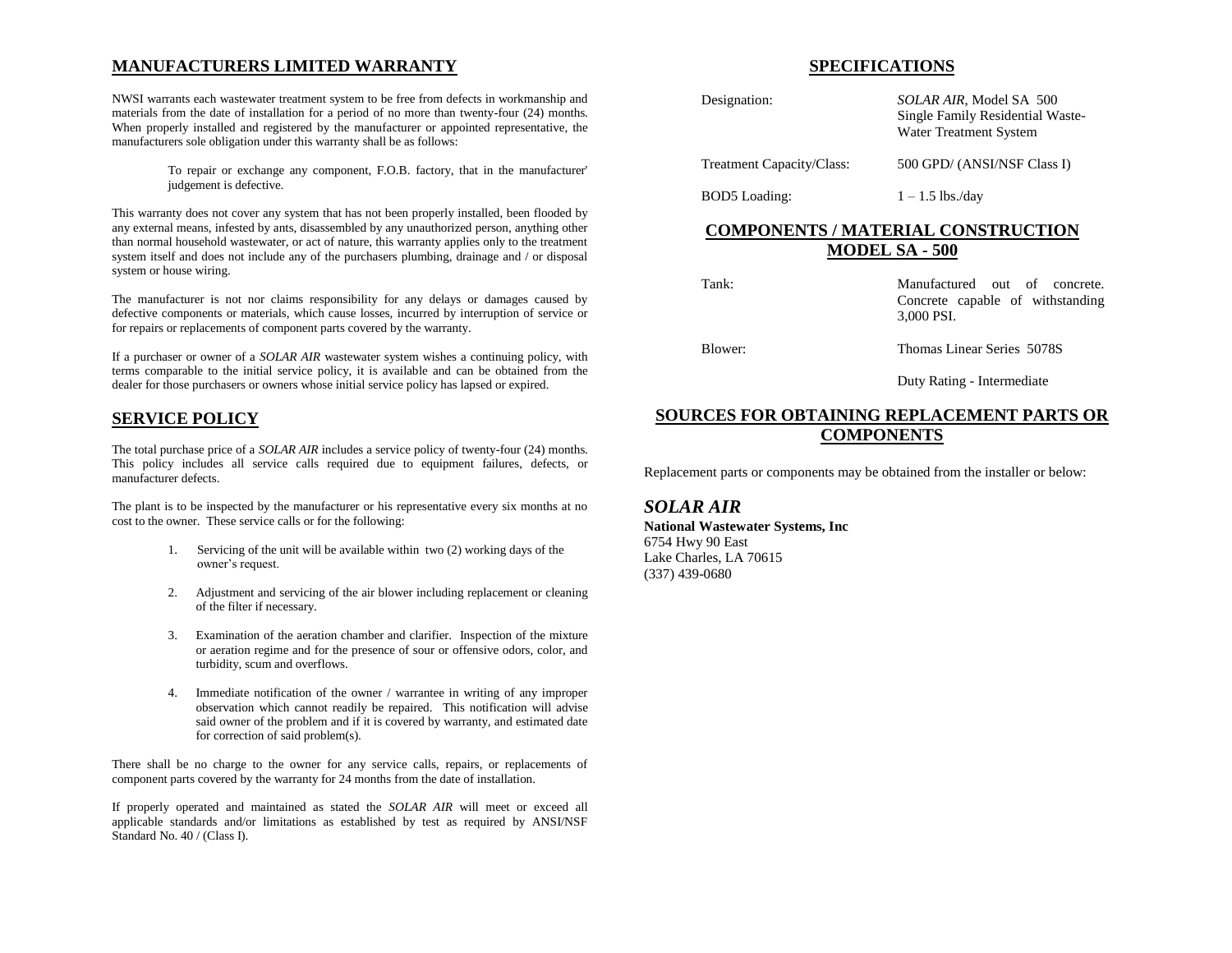## MANUFACTURERS LIMITED WARRANTY

NWSI warrants each wastewater treatment system to be free from defects in workmanship and materials from the date of installation for a period of no more than twenty-four (24) months. When properly installed and registered by the manufacturer or appointed representative, the manufacturers sole obligation under this warranty shall be as follows:

> To repair or exchange any component, F.O.B. factory, that in the manufacturer' judgement is defective.

This warranty does not cover any system that has not been properly installed, been flooded by any external means, infested by ants, disassembled by any unauthorized person, anything other than normal household wastewater, or act of nature, this warranty applies only to the treatment system itself and does not include any of the purchasers plumbing, drainage and / or disposal system or house wiring.

The manufacturer is not nor claims responsibility for any delays or damages caused by defective components or materials, which cause losses, incurred by interruption of service or for repairs or replacements of component parts covered by the warranty.

If a purchaser or owner of a *SOLAR AIR* wastewater system wishes a continuing policy, with terms comparable to the initial service policy, it is available and can be obtained from the dealer for those purchasers or owners whose initial service policy has lapsed or expired.

## SERVICE POLICY

The total purchase price of a *SOLAR AIR* includes a service policy of twenty-four (24) months. This policy includes all service calls required due to equipment failures, defects, or manufacturer defects.

The plant is to be inspected by the manufacturer or his representative every six months at no cost to the owner. These service calls or for the following:

1. Servicing of the unit will be available within two (2) working days of the owner's request.
2. Adjustment and servicing of the air blower including replacement or cleaning of the filter if necessary.
3. Examination of the aeration chamber and clarifier. Inspection of the mixture or aeration regime and for the presence of sour or offensive odors, color, and turbidity, scum and overflows.
4. Immediate notification of the owner / warrantee in writing of any improper observation which cannot readily be repaired. This notification will advise said owner of the problem and if it is covered by warranty, and estimated date for correction of said problem(s).

There shall be no charge to the owner for any service calls, repairs, or replacements of component parts covered by the warranty for 24 months from the date of installation.

If properly operated and maintained as stated the *SOLAR AIR* will meet or exceed all applicable standards and/or limitations as established by test as required by ANSI/NSF Standard No. 40 / (Class I).

## SPECIFICATIONS

| | |
|---|---|
| Designation: | *SOLAR AIR*, Model SA 500 Single Family Residential Waste-Water Treatment System |
| Treatment Capacity/Class: | 500 GPD/ (ANSI/NSF Class I) |
| BOD5 Loading: | 1 – 1.5 lbs./day |

## COMPONENTS / MATERIAL CONSTRUCTION MODEL SA - 500

| | |
|---|---|
| Tank: | Manufactured out of concrete. Concrete capable of withstanding 3,000 PSI. |
| Blower: | Thomas Linear Series 5078S |
| | Duty Rating - Intermediate |

## SOURCES FOR OBTAINING REPLACEMENT PARTS OR COMPONENTS

Replacement parts or components may be obtained from the installer or below:

### *SOLAR AIR*

**National Wastewater Systems, Inc**
6754 Hwy 90 East
Lake Charles, LA 70615
(337) 439-0680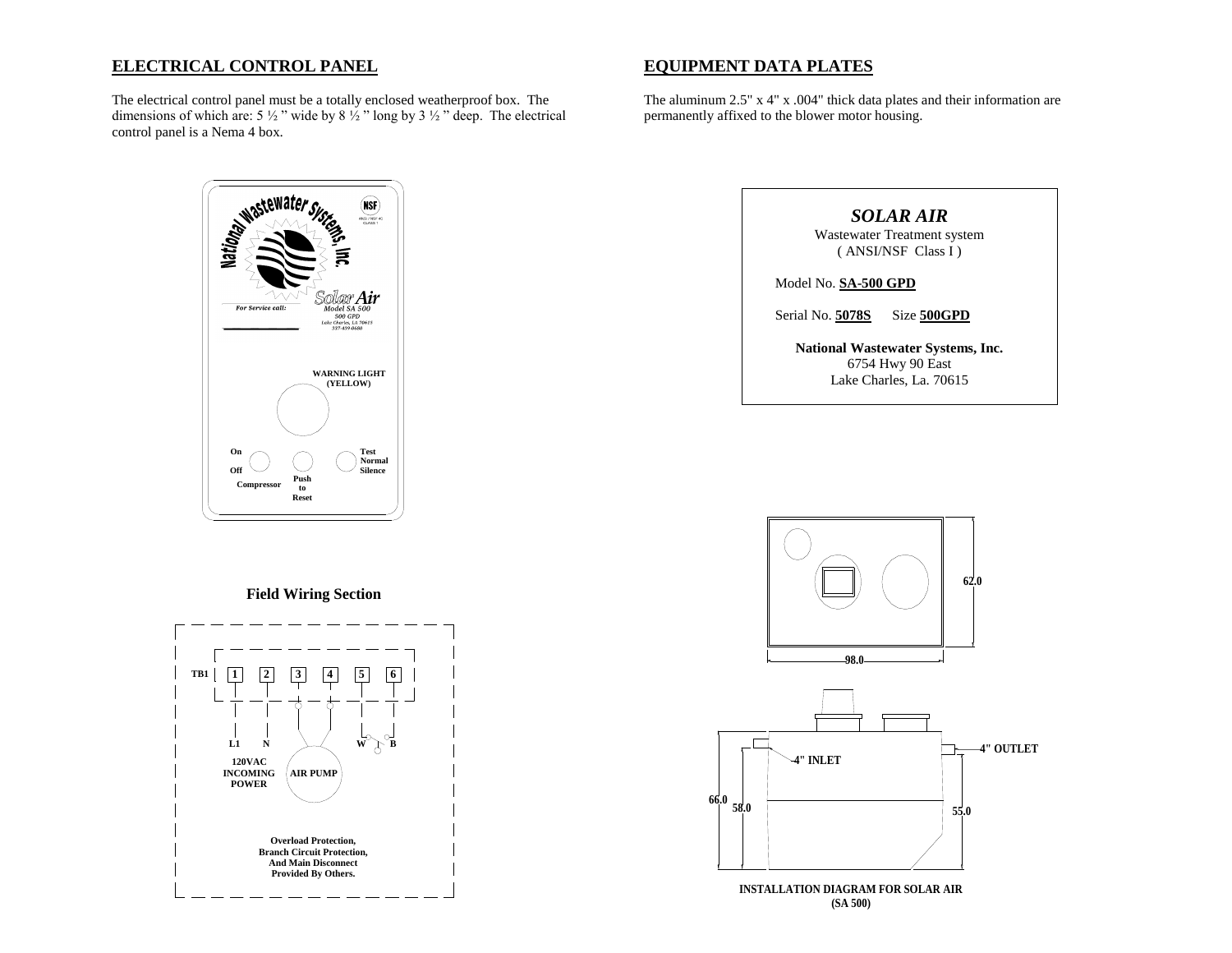## ELECTRICAL CONTROL PANEL

The electrical control panel must be a totally enclosed weatherproof box. The dimensions of which are: 5 ½ " wide by 8 ½ " long by 3 ½ " deep. The electrical control panel is a Nema 4 box.

National Wastewater Systems, Inc.

NSF

Solar Air
Model SA 500
500 GPD
Lake Charles, LA 70615

For Service call:

WARNING LIGHT (YELLOW)

On
Off
Compressor

Push to Reset

Test
Normal
Silence

### Field Wiring Section

TB1 1 2 3 4 5 6

L1 N W B

120VAC INCOMING POWER

AIR PUMP

Overload Protection, Branch Circuit Protection, And Main Disconnect Provided By Others.

## EQUIPMENT DATA PLATES

The aluminum 2.5" x 4" x .004" thick data plates and their information are permanently affixed to the blower motor housing.

*SOLAR AIR*
Wastewater Treatment system
( ANSI/NSF Class I )

Model No. **SA-500 GPD**

Serial No. **5078S** Size **500GPD**

**National Wastewater Systems, Inc.**
6754 Hwy 90 East
Lake Charles, La. 70615

62.0

98.0

4" INLET

4" OUTLET

66.0

58.0

55.0

**INSTALLATION DIAGRAM FOR SOLAR AIR (SA 500)**